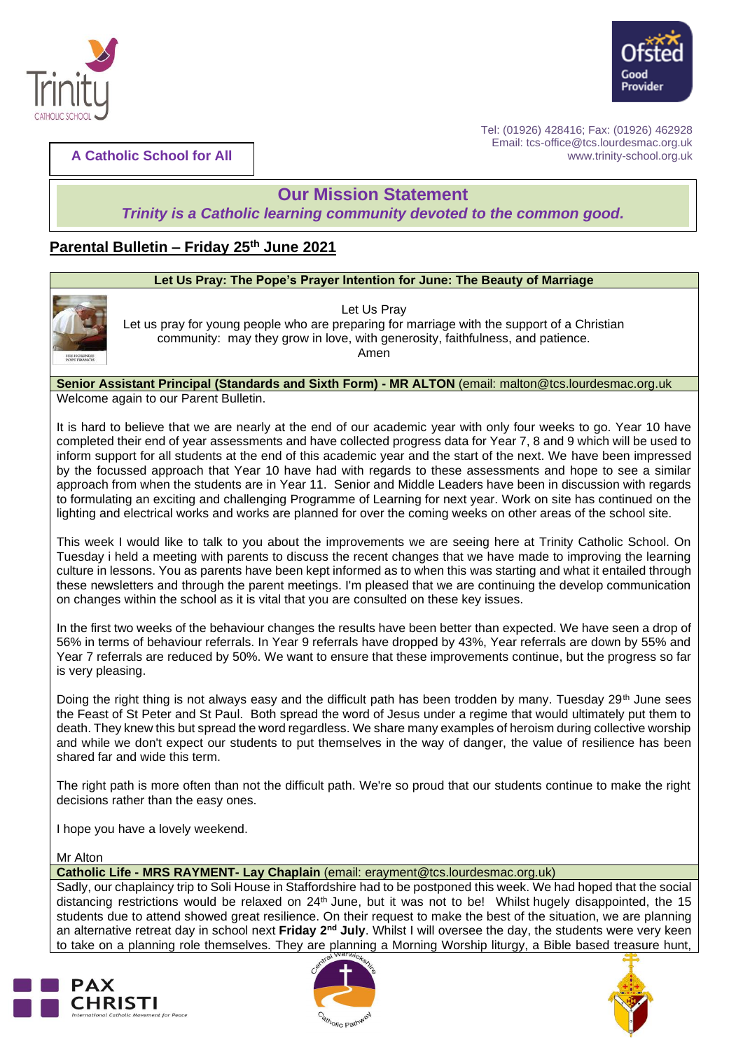A Catholic School for All

Tel: (01926) 428416; Fax: (01926) 462928
Email: tcs-office@tcs.lourdesmac.org.uk
www.trinity-school.org.uk

## Our Mission Statement

***Trinity is a Catholic learning community devoted to the common good.***

## Parental Bulletin – Friday 25th June 2021

**Let Us Pray: The Pope's Prayer Intention for June: The Beauty of Marriage**

Let Us Pray
Let us pray for young people who are preparing for marriage with the support of a Christian community: may they grow in love, with generosity, faithfulness, and patience.
Amen

**Senior Assistant Principal (Standards and Sixth Form) - MR ALTON** (email: malton@tcs.lourdesmac.org.uk

Welcome again to our Parent Bulletin.

It is hard to believe that we are nearly at the end of our academic year with only four weeks to go. Year 10 have completed their end of year assessments and have collected progress data for Year 7, 8 and 9 which will be used to inform support for all students at the end of this academic year and the start of the next. We have been impressed by the focussed approach that Year 10 have had with regards to these assessments and hope to see a similar approach from when the students are in Year 11. Senior and Middle Leaders have been in discussion with regards to formulating an exciting and challenging Programme of Learning for next year. Work on site has continued on the lighting and electrical works and works are planned for over the coming weeks on other areas of the school site.

This week I would like to talk to you about the improvements we are seeing here at Trinity Catholic School. On Tuesday i held a meeting with parents to discuss the recent changes that we have made to improving the learning culture in lessons. You as parents have been kept informed as to when this was starting and what it entailed through these newsletters and through the parent meetings. I'm pleased that we are continuing the develop communication on changes within the school as it is vital that you are consulted on these key issues.

In the first two weeks of the behaviour changes the results have been better than expected. We have seen a drop of 56% in terms of behaviour referrals. In Year 9 referrals have dropped by 43%, Year referrals are down by 55% and Year 7 referrals are reduced by 50%. We want to ensure that these improvements continue, but the progress so far is very pleasing.

Doing the right thing is not always easy and the difficult path has been trodden by many. Tuesday 29th June sees the Feast of St Peter and St Paul. Both spread the word of Jesus under a regime that would ultimately put them to death. They knew this but spread the word regardless. We share many examples of heroism during collective worship and while we don't expect our students to put themselves in the way of danger, the value of resilience has been shared far and wide this term.

The right path is more often than not the difficult path. We're so proud that our students continue to make the right decisions rather than the easy ones.

I hope you have a lovely weekend.

Mr Alton

**Catholic Life - MRS RAYMENT- Lay Chaplain** (email: erayment@tcs.lourdesmac.org.uk)

Sadly, our chaplaincy trip to Soli House in Staffordshire had to be postponed this week. We had hoped that the social distancing restrictions would be relaxed on 24th June, but it was not to be! Whilst hugely disappointed, the 15 students due to attend showed great resilience. On their request to make the best of the situation, we are planning an alternative retreat day in school next **Friday 2nd July**. Whilst I will oversee the day, the students were very keen to take on a planning role themselves. They are planning a Morning Worship liturgy, a Bible based treasure hunt,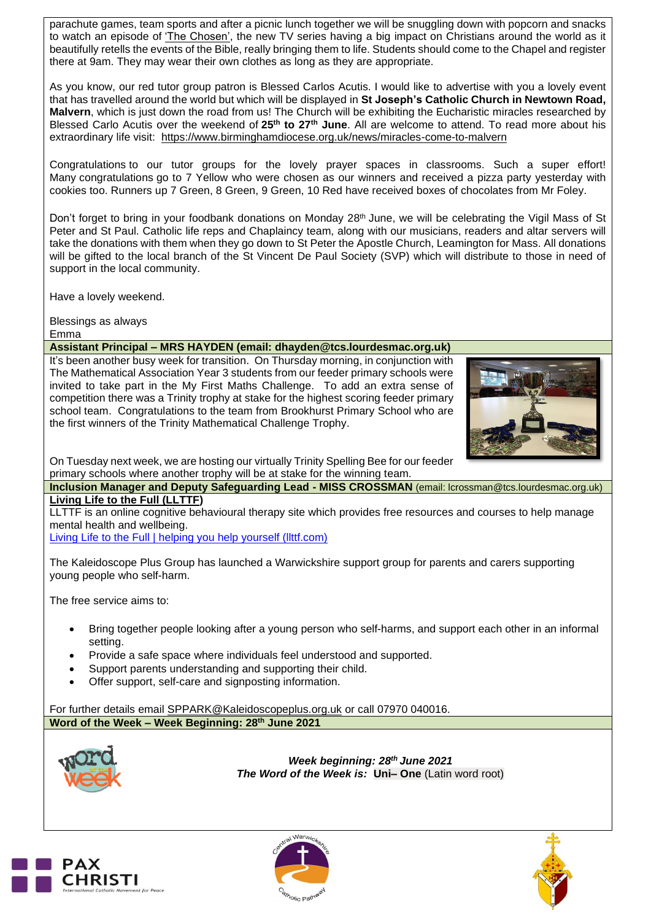parachute games, team sports and after a picnic lunch together we will be snuggling down with popcorn and snacks to watch an episode of 'The Chosen', the new TV series having a big impact on Christians around the world as it beautifully retells the events of the Bible, really bringing them to life. Students should come to the Chapel and register there at 9am. They may wear their own clothes as long as they are appropriate.

As you know, our red tutor group patron is Blessed Carlos Acutis. I would like to advertise with you a lovely event that has travelled around the world but which will be displayed in **St Joseph's Catholic Church in Newtown Road, Malvern**, which is just down the road from us! The Church will be exhibiting the Eucharistic miracles researched by Blessed Carlo Acutis over the weekend of **25th to 27th June**. All are welcome to attend. To read more about his extraordinary life visit: https://www.birminghamdiocese.org.uk/news/miracles-come-to-malvern

Congratulations to our tutor groups for the lovely prayer spaces in classrooms. Such a super effort! Many congratulations go to 7 Yellow who were chosen as our winners and received a pizza party yesterday with cookies too. Runners up 7 Green, 8 Green, 9 Green, 10 Red have received boxes of chocolates from Mr Foley.

Don't forget to bring in your foodbank donations on Monday 28th June, we will be celebrating the Vigil Mass of St Peter and St Paul. Catholic life reps and Chaplaincy team, along with our musicians, readers and altar servers will take the donations with them when they go down to St Peter the Apostle Church, Leamington for Mass. All donations will be gifted to the local branch of the St Vincent De Paul Society (SVP) which will distribute to those in need of support in the local community.

Have a lovely weekend.

Blessings as always
Emma

## Assistant Principal – MRS HAYDEN (email: dhayden@tcs.lourdesmac.org.uk)

It's been another busy week for transition. On Thursday morning, in conjunction with The Mathematical Association Year 3 students from our feeder primary schools were invited to take part in the My First Maths Challenge. To add an extra sense of competition there was a Trinity trophy at stake for the highest scoring feeder primary school team. Congratulations to the team from Brookhurst Primary School who are the first winners of the Trinity Mathematical Challenge Trophy.

On Tuesday next week, we are hosting our virtually Trinity Spelling Bee for our feeder primary schools where another trophy will be at stake for the winning team.

## Inclusion Manager and Deputy Safeguarding Lead - MISS CROSSMAN (email: lcrossman@tcs.lourdesmac.org.uk)

**Living Life to the Full (LLTTF)**

LLTTF is an online cognitive behavioural therapy site which provides free resources and courses to help manage mental health and wellbeing.
Living Life to the Full | helping you help yourself (llttf.com)

The Kaleidoscope Plus Group has launched a Warwickshire support group for parents and carers supporting young people who self-harm.

The free service aims to:

- Bring together people looking after a young person who self-harms, and support each other in an informal setting.
- Provide a safe space where individuals feel understood and supported.
- Support parents understanding and supporting their child.
- Offer support, self-care and signposting information.

For further details email SPPARK@Kaleidoscopeplus.org.uk or call 07970 040016.

## Word of the Week – Week Beginning: 28th June 2021

***Week beginning: 28th June 2021***
***The Word of the Week is:* Uni– One** (Latin word root)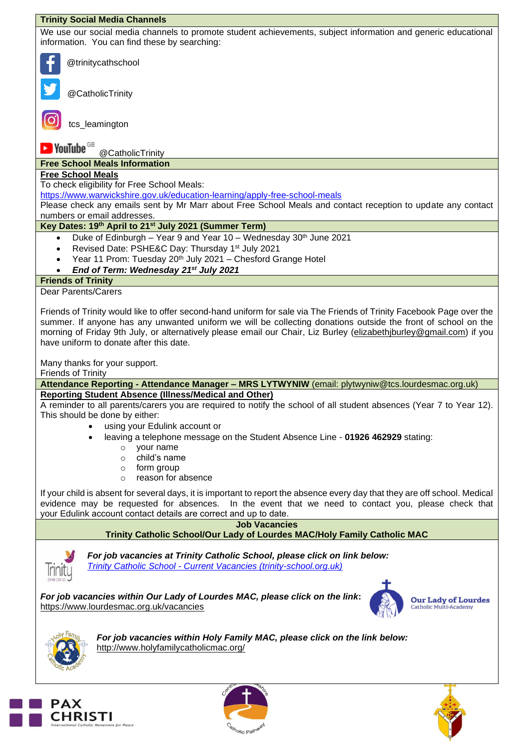## Trinity Social Media Channels

We use our social media channels to promote student achievements, subject information and generic educational information. You can find these by searching:

@trinitycathschool

@CatholicTrinity

tcs_leamington

YouTube GB @CatholicTrinity

## Free School Meals Information

**Free School Meals**

To check eligibility for Free School Meals:
https://www.warwickshire.gov.uk/education-learning/apply-free-school-meals

Please check any emails sent by Mr Marr about Free School Meals and contact reception to update any contact numbers or email addresses.

## Key Dates: 19th April to 21st July 2021 (Summer Term)

- Duke of Edinburgh – Year 9 and Year 10 – Wednesday 30th June 2021
- Revised Date: PSHE&C Day: Thursday 1st July 2021
- Year 11 Prom: Tuesday 20th July 2021 – Chesford Grange Hotel
- ***End of Term: Wednesday 21st July 2021***

## Friends of Trinity

Dear Parents/Carers

Friends of Trinity would like to offer second-hand uniform for sale via The Friends of Trinity Facebook Page over the summer. If anyone has any unwanted uniform we will be collecting donations outside the front of school on the morning of Friday 9th July, or alternatively please email our Chair, Liz Burley (elizabethjburley@gmail.com) if you have uniform to donate after this date.

Many thanks for your support.
Friends of Trinity

## Attendance Reporting - Attendance Manager – MRS LYTWYNIW (email: plytwyniw@tcs.lourdesmac.org.uk)

**Reporting Student Absence (Illness/Medical and Other)**

A reminder to all parents/carers you are required to notify the school of all student absences (Year 7 to Year 12). This should be done by either:

- using your Edulink account or
- leaving a telephone message on the Student Absence Line - **01926 462929** stating:
  - your name
  - child's name
  - form group
  - reason for absence

If your child is absent for several days, it is important to report the absence every day that they are off school. Medical evidence may be requested for absences. In the event that we need to contact you, please check that your Edulink account contact details are correct and up to date.

## Job Vacancies
## Trinity Catholic School/Our Lady of Lourdes MAC/Holy Family Catholic MAC

***For job vacancies at Trinity Catholic School, please click on link below:***
*Trinity Catholic School - Current Vacancies (trinity-school.org.uk)*

***For job vacancies within Our Lady of Lourdes MAC, please click on the link:***
https://www.lourdesmac.org.uk/vacancies

Our Lady of Lourdes Catholic Multi-Academy

***For job vacancies within Holy Family MAC, please click on the link below:***
http://www.holyfamilycatholicmac.org/

PAX CHRISTI International Catholic Movement for Peace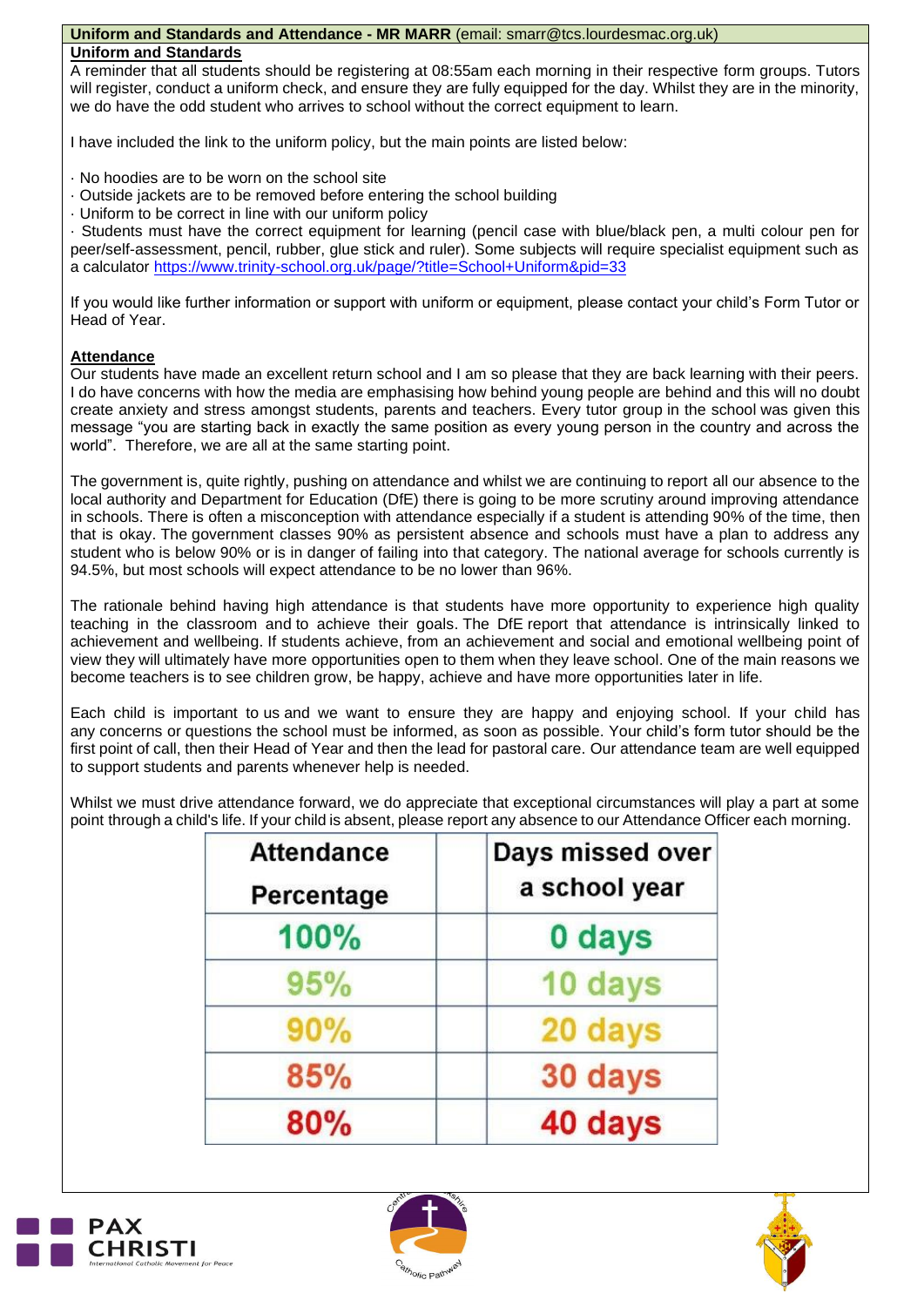**Uniform and Standards and Attendance - MR MARR** (email: smarr@tcs.lourdesmac.org.uk)

**Uniform and Standards**

A reminder that all students should be registering at 08:55am each morning in their respective form groups. Tutors will register, conduct a uniform check, and ensure they are fully equipped for the day. Whilst they are in the minority, we do have the odd student who arrives to school without the correct equipment to learn.

I have included the link to the uniform policy, but the main points are listed below:

- No hoodies are to be worn on the school site
- Outside jackets are to be removed before entering the school building
- Uniform to be correct in line with our uniform policy
- Students must have the correct equipment for learning (pencil case with blue/black pen, a multi colour pen for peer/self-assessment, pencil, rubber, glue stick and ruler). Some subjects will require specialist equipment such as a calculator https://www.trinity-school.org.uk/page/?title=School+Uniform&pid=33

If you would like further information or support with uniform or equipment, please contact your child's Form Tutor or Head of Year.

**Attendance**

Our students have made an excellent return school and I am so please that they are back learning with their peers. I do have concerns with how the media are emphasising how behind young people are behind and this will no doubt create anxiety and stress amongst students, parents and teachers. Every tutor group in the school was given this message "you are starting back in exactly the same position as every young person in the country and across the world". Therefore, we are all at the same starting point.

The government is, quite rightly, pushing on attendance and whilst we are continuing to report all our absence to the local authority and Department for Education (DfE) there is going to be more scrutiny around improving attendance in schools. There is often a misconception with attendance especially if a student is attending 90% of the time, then that is okay. The government classes 90% as persistent absence and schools must have a plan to address any student who is below 90% or is in danger of failing into that category. The national average for schools currently is 94.5%, but most schools will expect attendance to be no lower than 96%.

The rationale behind having high attendance is that students have more opportunity to experience high quality teaching in the classroom and to achieve their goals. The DfE report that attendance is intrinsically linked to achievement and wellbeing. If students achieve, from an achievement and social and emotional wellbeing point of view they will ultimately have more opportunities open to them when they leave school. One of the main reasons we become teachers is to see children grow, be happy, achieve and have more opportunities later in life.

Each child is important to us and we want to ensure they are happy and enjoying school. If your child has any concerns or questions the school must be informed, as soon as possible. Your child's form tutor should be the first point of call, then their Head of Year and then the lead for pastoral care. Our attendance team are well equipped to support students and parents whenever help is needed.

Whilst we must drive attendance forward, we do appreciate that exceptional circumstances will play a part at some point through a child's life. If your child is absent, please report any absence to our Attendance Officer each morning.

| Attendance Percentage | | Days missed over a school year |
|---|---|---|
| 100% | | 0 days |
| 95% | | 10 days |
| 90% | | 20 days |
| 85% | | 30 days |
| 80% | | 40 days |

PAX CHRISTI
International Catholic Movement for Peace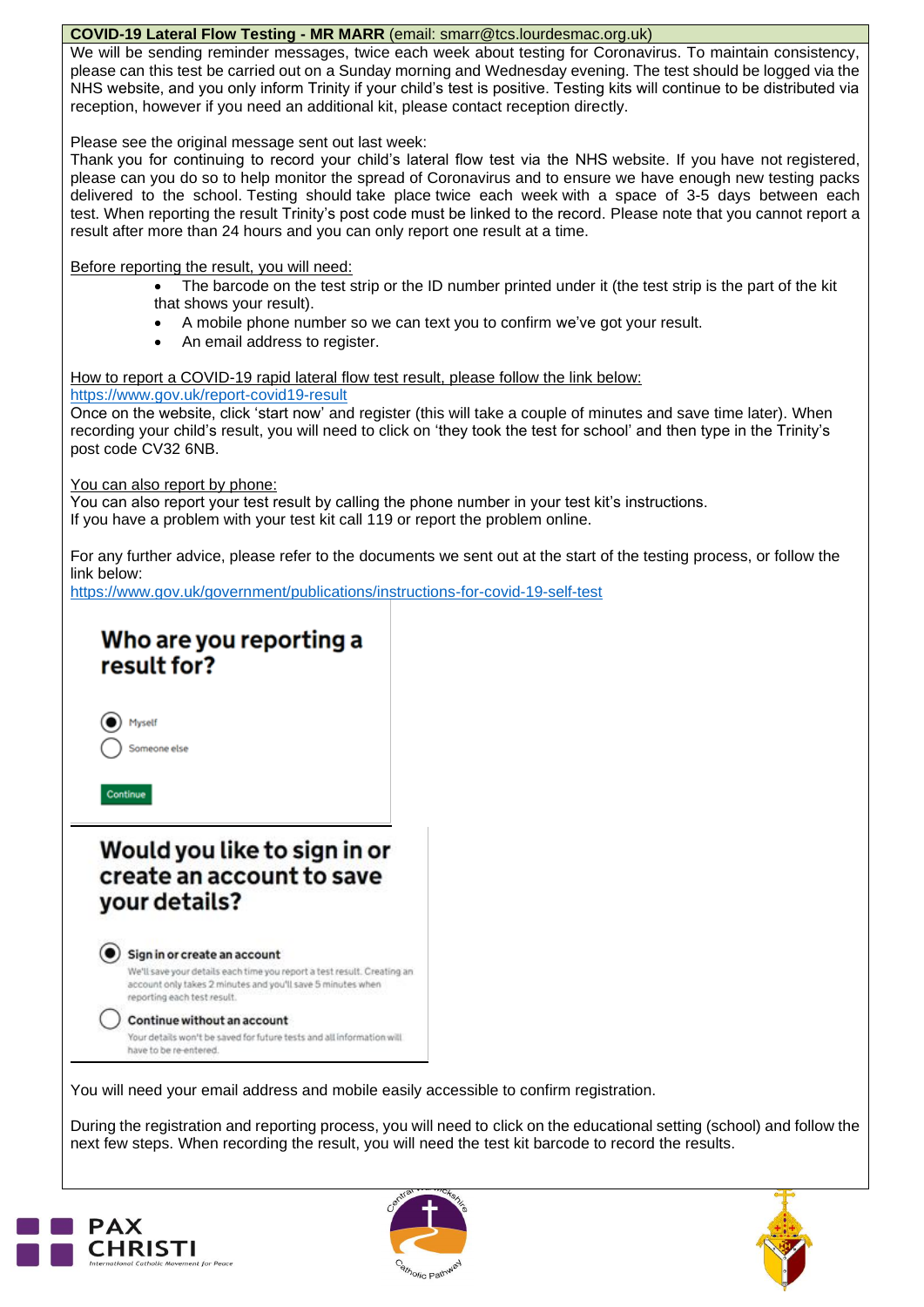**COVID-19 Lateral Flow Testing - MR MARR** (email: smarr@tcs.lourdesmac.org.uk)

We will be sending reminder messages, twice each week about testing for Coronavirus. To maintain consistency, please can this test be carried out on a Sunday morning and Wednesday evening. The test should be logged via the NHS website, and you only inform Trinity if your child's test is positive. Testing kits will continue to be distributed via reception, however if you need an additional kit, please contact reception directly.

Please see the original message sent out last week:

Thank you for continuing to record your child's lateral flow test via the NHS website. If you have not registered, please can you do so to help monitor the spread of Coronavirus and to ensure we have enough new testing packs delivered to the school. Testing should take place twice each week with a space of 3-5 days between each test. When reporting the result Trinity's post code must be linked to the record. Please note that you cannot report a result after more than 24 hours and you can only report one result at a time.

Before reporting the result, you will need:

- The barcode on the test strip or the ID number printed under it (the test strip is the part of the kit that shows your result).
- A mobile phone number so we can text you to confirm we've got your result.
- An email address to register.

How to report a COVID-19 rapid lateral flow test result, please follow the link below:
https://www.gov.uk/report-covid19-result

Once on the website, click 'start now' and register (this will take a couple of minutes and save time later). When recording your child's result, you will need to click on 'they took the test for school' and then type in the Trinity's post code CV32 6NB.

You can also report by phone:

You can also report your test result by calling the phone number in your test kit's instructions.
If you have a problem with your test kit call 119 or report the problem online.

For any further advice, please refer to the documents we sent out at the start of the testing process, or follow the link below:
https://www.gov.uk/government/publications/instructions-for-covid-19-self-test

**Who are you reporting a result for?**

- (●) Myself
- ( ) Someone else

Continue

**Would you like to sign in or create an account to save your details?**

- (●) **Sign in or create an account**
  We'll save your details each time you report a test result. Creating an account only takes 2 minutes and you'll save 5 minutes when reporting each test result.
- ( ) **Continue without an account**
  Your details won't be saved for future tests and all information will have to be re-entered.

You will need your email address and mobile easily accessible to confirm registration.

During the registration and reporting process, you will need to click on the educational setting (school) and follow the next few steps. When recording the result, you will need the test kit barcode to record the results.

PAX CHRISTI
International Catholic Movement for Peace

Central Warwickshire Catholic Pathway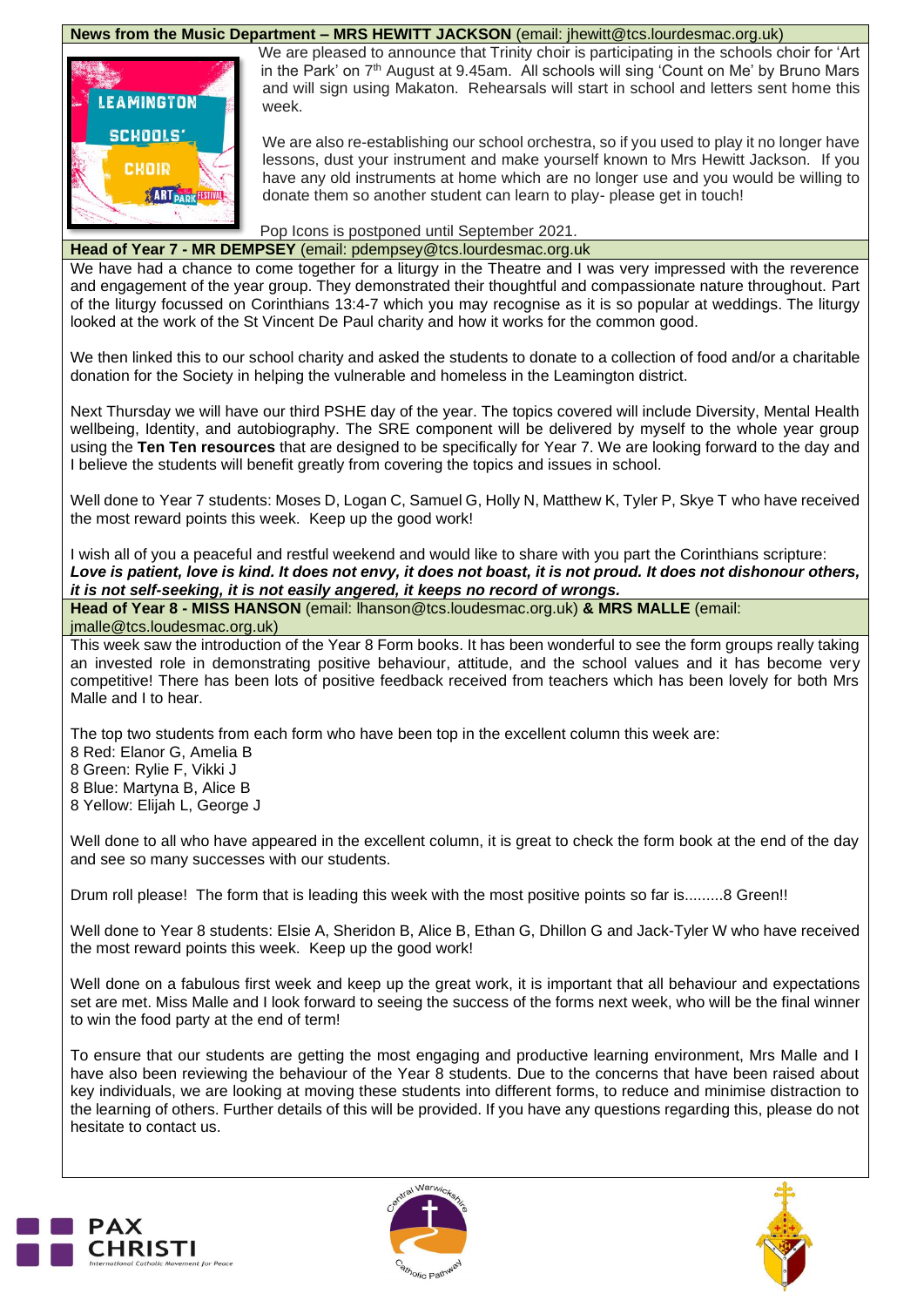## News from the Music Department – MRS HEWITT JACKSON (email: jhewitt@tcs.lourdesmac.org.uk)

We are pleased to announce that Trinity choir is participating in the schools choir for 'Art in the Park' on 7th August at 9.45am. All schools will sing 'Count on Me' by Bruno Mars and will sign using Makaton. Rehearsals will start in school and letters sent home this week.

We are also re-establishing our school orchestra, so if you used to play it no longer have lessons, dust your instrument and make yourself known to Mrs Hewitt Jackson. If you have any old instruments at home which are no longer use and you would be willing to donate them so another student can learn to play- please get in touch!

Pop Icons is postponed until September 2021.

## Head of Year 7 - MR DEMPSEY (email: pdempsey@tcs.lourdesmac.org.uk

We have had a chance to come together for a liturgy in the Theatre and I was very impressed with the reverence and engagement of the year group. They demonstrated their thoughtful and compassionate nature throughout. Part of the liturgy focussed on Corinthians 13:4-7 which you may recognise as it is so popular at weddings. The liturgy looked at the work of the St Vincent De Paul charity and how it works for the common good.

We then linked this to our school charity and asked the students to donate to a collection of food and/or a charitable donation for the Society in helping the vulnerable and homeless in the Leamington district.

Next Thursday we will have our third PSHE day of the year. The topics covered will include Diversity, Mental Health wellbeing, Identity, and autobiography. The SRE component will be delivered by myself to the whole year group using the **Ten Ten resources** that are designed to be specifically for Year 7. We are looking forward to the day and I believe the students will benefit greatly from covering the topics and issues in school.

Well done to Year 7 students: Moses D, Logan C, Samuel G, Holly N, Matthew K, Tyler P, Skye T who have received the most reward points this week. Keep up the good work!

I wish all of you a peaceful and restful weekend and would like to share with you part the Corinthians scripture:
***Love is patient, love is kind. It does not envy, it does not boast, it is not proud. It does not dishonour others, it is not self-seeking, it is not easily angered, it keeps no record of wrongs.***

## Head of Year 8 - MISS HANSON (email: lhanson@tcs.loudesmac.org.uk) & MRS MALLE (email: jmalle@tcs.loudesmac.org.uk)

This week saw the introduction of the Year 8 Form books. It has been wonderful to see the form groups really taking an invested role in demonstrating positive behaviour, attitude, and the school values and it has become very competitive! There has been lots of positive feedback received from teachers which has been lovely for both Mrs Malle and I to hear.

The top two students from each form who have been top in the excellent column this week are:
8 Red: Elanor G, Amelia B
8 Green: Rylie F, Vikki J
8 Blue: Martyna B, Alice B
8 Yellow: Elijah L, George J

Well done to all who have appeared in the excellent column, it is great to check the form book at the end of the day and see so many successes with our students.

Drum roll please! The form that is leading this week with the most positive points so far is.........8 Green!!

Well done to Year 8 students: Elsie A, Sheridon B, Alice B, Ethan G, Dhillon G and Jack-Tyler W who have received the most reward points this week. Keep up the good work!

Well done on a fabulous first week and keep up the great work, it is important that all behaviour and expectations set are met. Miss Malle and I look forward to seeing the success of the forms next week, who will be the final winner to win the food party at the end of term!

To ensure that our students are getting the most engaging and productive learning environment, Mrs Malle and I have also been reviewing the behaviour of the Year 8 students. Due to the concerns that have been raised about key individuals, we are looking at moving these students into different forms, to reduce and minimise distraction to the learning of others. Further details of this will be provided. If you have any questions regarding this, please do not hesitate to contact us.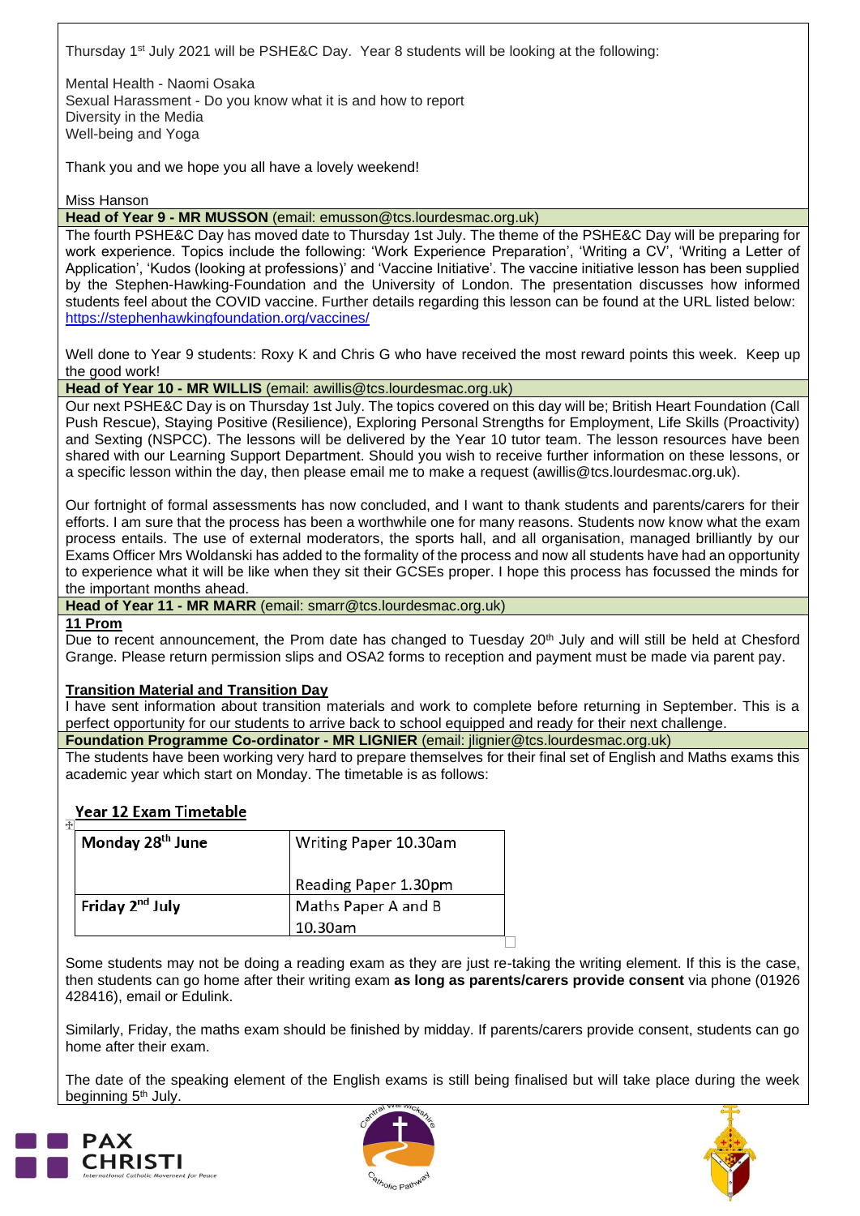Thursday 1st July 2021 will be PSHE&C Day. Year 8 students will be looking at the following:

Mental Health - Naomi Osaka
Sexual Harassment - Do you know what it is and how to report
Diversity in the Media
Well-being and Yoga

Thank you and we hope you all have a lovely weekend!

Miss Hanson

**Head of Year 9 - MR MUSSON** (email: emusson@tcs.lourdesmac.org.uk)

The fourth PSHE&C Day has moved date to Thursday 1st July. The theme of the PSHE&C Day will be preparing for work experience. Topics include the following: 'Work Experience Preparation', 'Writing a CV', 'Writing a Letter of Application', 'Kudos (looking at professions)' and 'Vaccine Initiative'. The vaccine initiative lesson has been supplied by the Stephen-Hawking-Foundation and the University of London. The presentation discusses how informed students feel about the COVID vaccine. Further details regarding this lesson can be found at the URL listed below: https://stephenhawkingfoundation.org/vaccines/

Well done to Year 9 students: Roxy K and Chris G who have received the most reward points this week. Keep up the good work!

**Head of Year 10 - MR WILLIS** (email: awillis@tcs.lourdesmac.org.uk)

Our next PSHE&C Day is on Thursday 1st July. The topics covered on this day will be; British Heart Foundation (Call Push Rescue), Staying Positive (Resilience), Exploring Personal Strengths for Employment, Life Skills (Proactivity) and Sexting (NSPCC). The lessons will be delivered by the Year 10 tutor team. The lesson resources have been shared with our Learning Support Department. Should you wish to receive further information on these lessons, or a specific lesson within the day, then please email me to make a request (awillis@tcs.lourdesmac.org.uk).

Our fortnight of formal assessments has now concluded, and I want to thank students and parents/carers for their efforts. I am sure that the process has been a worthwhile one for many reasons. Students now know what the exam process entails. The use of external moderators, the sports hall, and all organisation, managed brilliantly by our Exams Officer Mrs Woldanski has added to the formality of the process and now all students have had an opportunity to experience what it will be like when they sit their GCSEs proper. I hope this process has focussed the minds for the important months ahead.

**Head of Year 11 - MR MARR** (email: smarr@tcs.lourdesmac.org.uk)

**11 Prom**

Due to recent announcement, the Prom date has changed to Tuesday 20th July and will still be held at Chesford Grange. Please return permission slips and OSA2 forms to reception and payment must be made via parent pay.

**Transition Material and Transition Day**

I have sent information about transition materials and work to complete before returning in September. This is a perfect opportunity for our students to arrive back to school equipped and ready for their next challenge.

**Foundation Programme Co-ordinator - MR LIGNIER** (email: jlignier@tcs.lourdesmac.org.uk)

The students have been working very hard to prepare themselves for their final set of English and Maths exams this academic year which start on Monday. The timetable is as follows:

**Year 12 Exam Timetable**

| Monday 28th June | Writing Paper 10.30am<br><br>Reading Paper 1.30pm |
|---|---|
| Friday 2nd July | Maths Paper A and B 10.30am |

Some students may not be doing a reading exam as they are just re-taking the writing element. If this is the case, then students can go home after their writing exam **as long as parents/carers provide consent** via phone (01926 428416), email or Edulink.

Similarly, Friday, the maths exam should be finished by midday. If parents/carers provide consent, students can go home after their exam.

The date of the speaking element of the English exams is still being finalised but will take place during the week beginning 5th July.

PAX CHRISTI
International Catholic Movement for Peace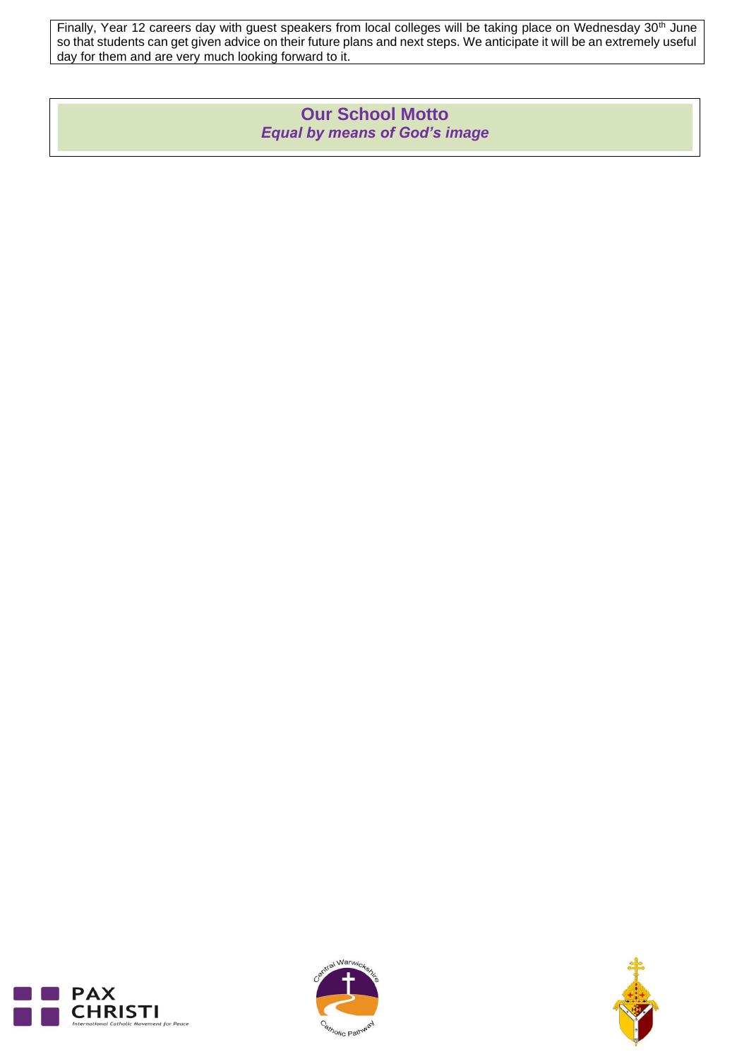Finally, Year 12 careers day with guest speakers from local colleges will be taking place on Wednesday 30th June so that students can get given advice on their future plans and next steps. We anticipate it will be an extremely useful day for them and are very much looking forward to it.

**Our School Motto**
***Equal by means of God's image***